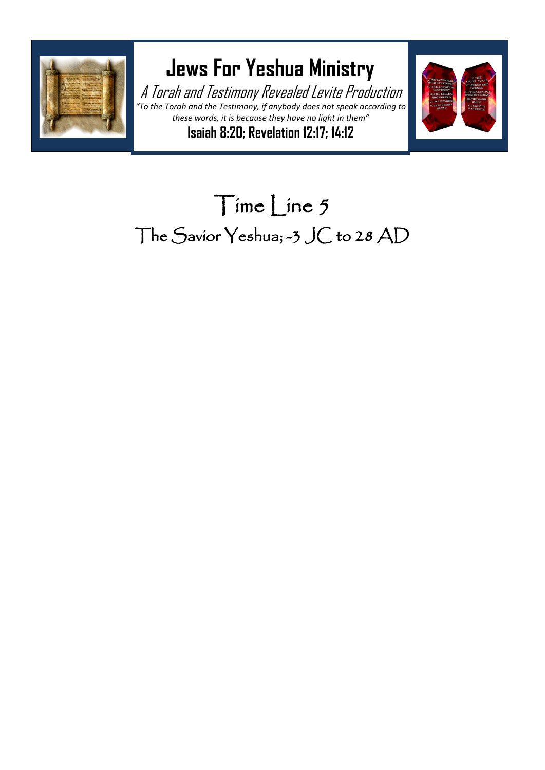# Jews For Yeshua Ministry

*A Torah and Testimony Revealed Levite Production*

*"To the Torah and the Testimony, if anybody does not speak according to these words, it is because they have no light in them"*

**Isaiah 8:20; Revelation 12:17; 14:12**

# Time Line 5

## The Savior Yeshua; -3 JC to 28 AD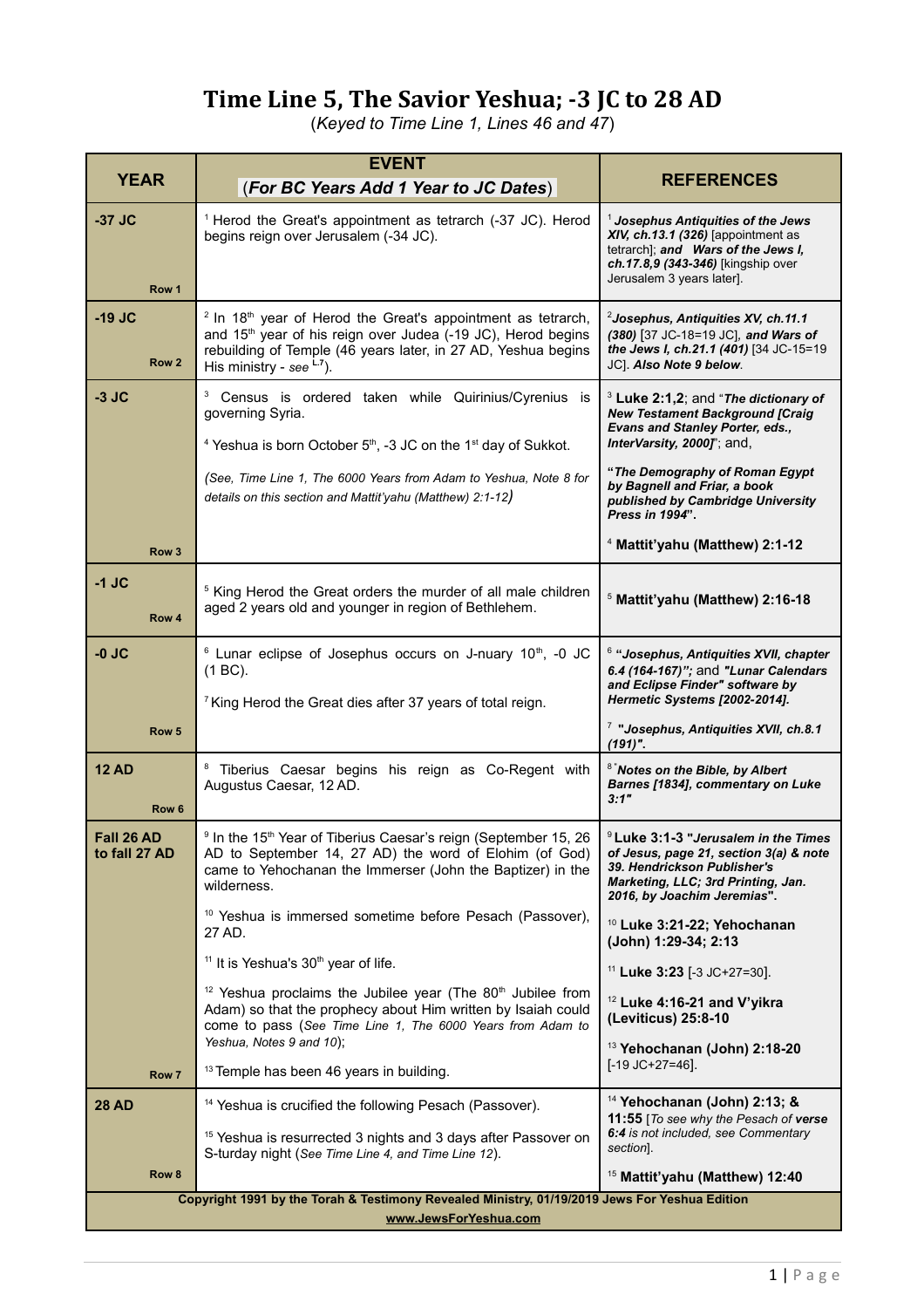# Time Line 5, The Savior Yeshua; -3 JC to 28 AD

(*Keyed to Time Line 1, Lines 46 and 47*)

| YEAR | EVENT (*For BC Years Add 1 Year to JC Dates*) | REFERENCES |
|---|---|---|
| **-37 JC** **Row 1** | [1] Herod the Great's appointment as tetrarch (-37 JC). Herod begins reign over Jerusalem (-34 JC). | [1] ***Josephus Antiquities of the Jews XIV, ch.13.1 (326)*** [appointment as tetrarch]; ***and Wars of the Jews I, ch.17.8,9 (343-346)*** [kingship over Jerusalem 3 years later]. |
| **-19 JC** **Row 2** | [2] In 18th year of Herod the Great's appointment as tetrarch, and 15th year of his reign over Judea (-19 JC), Herod begins rebuilding of Temple (46 years later, in 27 AD, Yeshua begins His ministry - *see* L.7). | [2]***Josephus, Antiquities XV, ch.11.1 (380)*** [37 JC-18=19 JC], ***and Wars of the Jews I, ch.21.1 (401)*** [34 JC-15=19 JC]. ***Also Note 9 below***. |
| **-3 JC** **Row 3** | [3] Census is ordered taken while Quirinius/Cyrenius is governing Syria. [4] Yeshua is born October 5th, -3 JC on the 1st day of Sukkot. *(See, Time Line 1, The 6000 Years from Adam to Yeshua, Note 8 for details on this section and Mattit'yahu (Matthew) 2:1-12)* | [3] **Luke 2:1,2**; and "***The dictionary of New Testament Background [Craig Evans and Stanley Porter, eds., InterVarsity, 2000]***"; and, **"*The Demography of Roman Egypt by Bagnell and Friar, a book published by Cambridge University Press in 1994*"**. [4] **Mattit'yahu (Matthew) 2:1-12** |
| **-1 JC** **Row 4** | [5] King Herod the Great orders the murder of all male children aged 2 years old and younger in region of Bethlehem. | [5] **Mattit'yahu (Matthew) 2:16-18** |
| **-0 JC** **Row 5** | [6] Lunar eclipse of Josephus occurs on J-nuary 10th, -0 JC (1 BC). [7] King Herod the Great dies after 37 years of total reign. | [6] **"*Josephus, Antiquities XVII, chapter 6.4 (164-167)*"; and "*Lunar Calendars and Eclipse Finder*" *software by Hermetic Systems [2002-2014]*.** [7] ***"Josephus, Antiquities XVII, ch.8.1 (191)"***. |
| **12 AD** **Row 6** | [8] Tiberius Caesar begins his reign as Co-Regent with Augustus Caesar, 12 AD. | [8] ***"Notes on the Bible, by Albert Barnes [1834], commentary on Luke 3:1"*** |
| **Fall 26 AD to fall 27 AD** **Row 7** | [9] In the 15th Year of Tiberius Caesar's reign (September 15, 26 AD to September 14, 27 AD) the word of Elohim (of God) came to Yehochanan the Immerser (John the Baptizer) in the wilderness. [10] Yeshua is immersed sometime before Pesach (Passover), 27 AD. [11] It is Yeshua's 30th year of life. [12] Yeshua proclaims the Jubilee year (The 80th Jubilee from Adam) so that the prophecy about Him written by Isaiah could come to pass (*See Time Line 1, The 6000 Years from Adam to Yeshua, Notes 9 and 10*); [13] Temple has been 46 years in building. | [9] **Luke 3:1-3 "*Jerusalem in the Times of Jesus, page 21, section 3(a) & note 39. Hendrickson Publisher's Marketing, LLC; 3rd Printing, Jan. 2016, by Joachim Jeremias*".** [10] **Luke 3:21-22; Yehochanan (John) 1:29-34; 2:13** [11] **Luke 3:23** [-3 JC+27=30]. [12] **Luke 4:16-21 and V'yikra (Leviticus) 25:8-10** [13] **Yehochanan (John) 2:18-20** [-19 JC+27=46]. |
| **28 AD** **Row 8** | [14] Yeshua is crucified the following Pesach (Passover). [15] Yeshua is resurrected 3 nights and 3 days after Passover on S-turday night (*See Time Line 4, and Time Line 12*). | [14] **Yehochanan (John) 2:13; & 11:55** [*To see why the Pesach of **verse 6:4** is not included, see Commentary section*]. [15] **Mattit'yahu (Matthew) 12:40** |

**Copyright 1991 by the Torah & Testimony Revealed Ministry, 01/19/2019 Jews For Yeshua Edition**
**www.JewsForYeshua.com**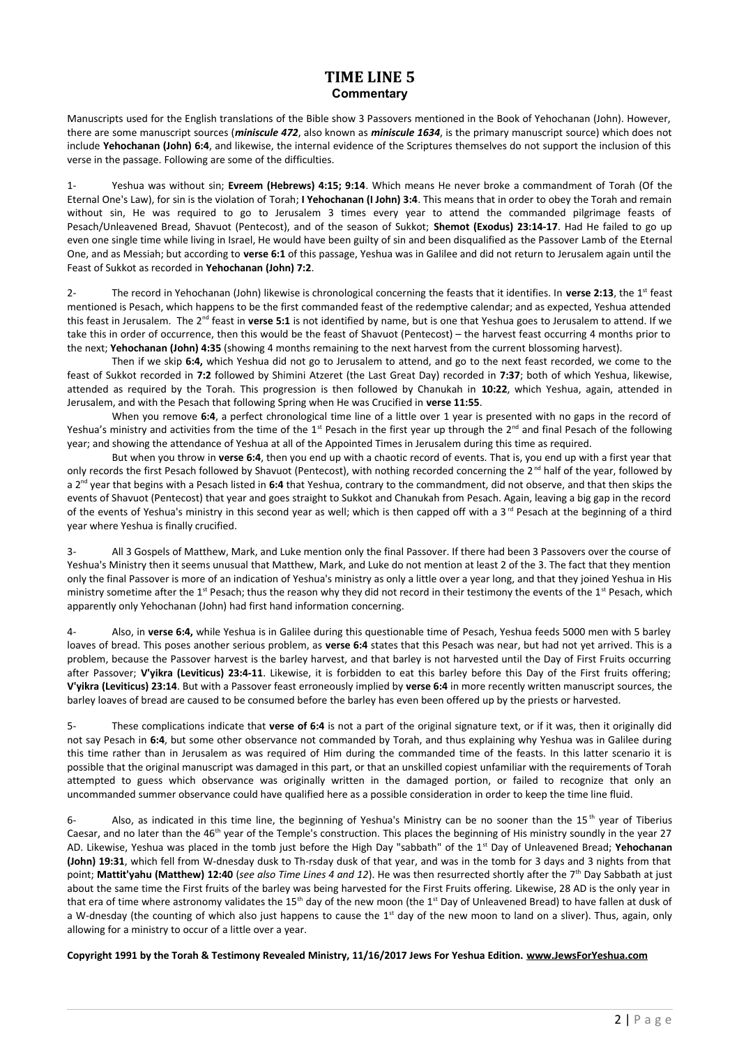# TIME LINE 5

## Commentary

Manuscripts used for the English translations of the Bible show 3 Passovers mentioned in the Book of Yehochanan (John). However, there are some manuscript sources (***miniscule 472***, also known as ***miniscule 1634***, is the primary manuscript source) which does not include **Yehochanan (John) 6:4**, and likewise, the internal evidence of the Scriptures themselves do not support the inclusion of this verse in the passage. Following are some of the difficulties.

1- Yeshua was without sin; **Evreem (Hebrews) 4:15; 9:14**. Which means He never broke a commandment of Torah (Of the Eternal One's Law), for sin is the violation of Torah; **I Yehochanan (I John) 3:4**. This means that in order to obey the Torah and remain without sin, He was required to go to Jerusalem 3 times every year to attend the commanded pilgrimage feasts of Pesach/Unleavened Bread, Shavuot (Pentecost), and of the season of Sukkot; **Shemot (Exodus) 23:14-17**. Had He failed to go up even one single time while living in Israel, He would have been guilty of sin and been disqualified as the Passover Lamb of the Eternal One, and as Messiah; but according to **verse 6:1** of this passage, Yeshua was in Galilee and did not return to Jerusalem again until the Feast of Sukkot as recorded in **Yehochanan (John) 7:2**.

2- The record in Yehochanan (John) likewise is chronological concerning the feasts that it identifies. In **verse 2:13**, the 1st feast mentioned is Pesach, which happens to be the first commanded feast of the redemptive calendar; and as expected, Yeshua attended this feast in Jerusalem. The 2nd feast in **verse 5:1** is not identified by name, but is one that Yeshua goes to Jerusalem to attend. If we take this in order of occurrence, then this would be the feast of Shavuot (Pentecost) – the harvest feast occurring 4 months prior to the next; **Yehochanan (John) 4:35** (showing 4 months remaining to the next harvest from the current blossoming harvest).

Then if we skip **6:4,** which Yeshua did not go to Jerusalem to attend, and go to the next feast recorded, we come to the feast of Sukkot recorded in **7:2** followed by Shimini Atzeret (the Last Great Day) recorded in **7:37**; both of which Yeshua, likewise, attended as required by the Torah. This progression is then followed by Chanukah in **10:22**, which Yeshua, again, attended in Jerusalem, and with the Pesach that following Spring when He was Crucified in **verse 11:55**.

When you remove **6:4**, a perfect chronological time line of a little over 1 year is presented with no gaps in the record of Yeshua's ministry and activities from the time of the 1st Pesach in the first year up through the 2nd and final Pesach of the following year; and showing the attendance of Yeshua at all of the Appointed Times in Jerusalem during this time as required.

But when you throw in **verse 6:4**, then you end up with a chaotic record of events. That is, you end up with a first year that only records the first Pesach followed by Shavuot (Pentecost), with nothing recorded concerning the 2nd half of the year, followed by a 2nd year that begins with a Pesach listed in **6:4** that Yeshua, contrary to the commandment, did not observe, and that then skips the events of Shavuot (Pentecost) that year and goes straight to Sukkot and Chanukah from Pesach. Again, leaving a big gap in the record of the events of Yeshua's ministry in this second year as well; which is then capped off with a 3rd Pesach at the beginning of a third year where Yeshua is finally crucified.

3- All 3 Gospels of Matthew, Mark, and Luke mention only the final Passover. If there had been 3 Passovers over the course of Yeshua's Ministry then it seems unusual that Matthew, Mark, and Luke do not mention at least 2 of the 3. The fact that they mention only the final Passover is more of an indication of Yeshua's ministry as only a little over a year long, and that they joined Yeshua in His ministry sometime after the 1st Pesach; thus the reason why they did not record in their testimony the events of the 1st Pesach, which apparently only Yehochanan (John) had first hand information concerning.

4- Also, in **verse 6:4,** while Yeshua is in Galilee during this questionable time of Pesach, Yeshua feeds 5000 men with 5 barley loaves of bread. This poses another serious problem, as **verse 6:4** states that this Pesach was near, but had not yet arrived. This is a problem, because the Passover harvest is the barley harvest, and that barley is not harvested until the Day of First Fruits occurring after Passover; **V'yikra (Leviticus) 23:4-11**. Likewise, it is forbidden to eat this barley before this Day of the First fruits offering; **V'yikra (Leviticus) 23:14**. But with a Passover feast erroneously implied by **verse 6:4** in more recently written manuscript sources, the barley loaves of bread are caused to be consumed before the barley has even been offered up by the priests or harvested.

5- These complications indicate that **verse of 6:4** is not a part of the original signature text, or if it was, then it originally did not say Pesach in **6:4**, but some other observance not commanded by Torah, and thus explaining why Yeshua was in Galilee during this time rather than in Jerusalem as was required of Him during the commanded time of the feasts. In this latter scenario it is possible that the original manuscript was damaged in this part, or that an unskilled copiest unfamiliar with the requirements of Torah attempted to guess which observance was originally written in the damaged portion, or failed to recognize that only an uncommanded summer observance could have qualified here as a possible consideration in order to keep the time line fluid.

6- Also, as indicated in this time line, the beginning of Yeshua's Ministry can be no sooner than the 15th year of Tiberius Caesar, and no later than the 46th year of the Temple's construction. This places the beginning of His ministry soundly in the year 27 AD. Likewise, Yeshua was placed in the tomb just before the High Day "sabbath" of the 1st Day of Unleavened Bread; **Yehochanan (John) 19:31**, which fell from W-dnesday dusk to Th-rsday dusk of that year, and was in the tomb for 3 days and 3 nights from that point; **Mattit'yahu (Matthew) 12:40** (*see also Time Lines 4 and 12*). He was then resurrected shortly after the 7th Day Sabbath at just about the same time the First fruits of the barley was being harvested for the First Fruits offering. Likewise, 28 AD is the only year in that era of time where astronomy validates the 15th day of the new moon (the 1st Day of Unleavened Bread) to have fallen at dusk of a W-dnesday (the counting of which also just happens to cause the 1st day of the new moon to land on a sliver). Thus, again, only allowing for a ministry to occur of a little over a year.

**Copyright 1991 by the Torah & Testimony Revealed Ministry, 11/16/2017 Jews For Yeshua Edition. www.JewsForYeshua.com**